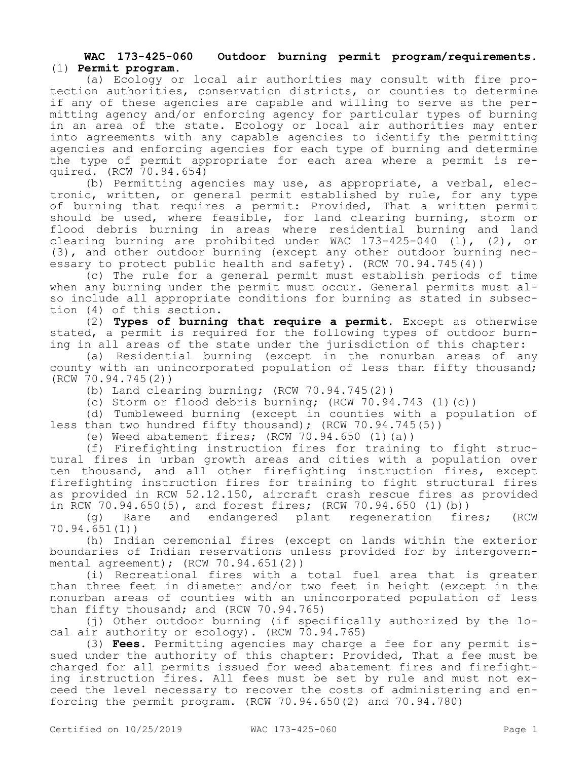**WAC 173-425-060 Outdoor burning permit program/requirements.** (1) **Permit program.**

(a) Ecology or local air authorities may consult with fire protection authorities, conservation districts, or counties to determine if any of these agencies are capable and willing to serve as the permitting agency and/or enforcing agency for particular types of burning in an area of the state. Ecology or local air authorities may enter into agreements with any capable agencies to identify the permitting agencies and enforcing agencies for each type of burning and determine the type of permit appropriate for each area where a permit is required. (RCW 70.94.654)

(b) Permitting agencies may use, as appropriate, a verbal, electronic, written, or general permit established by rule, for any type of burning that requires a permit: Provided, That a written permit should be used, where feasible, for land clearing burning, storm or flood debris burning in areas where residential burning and land clearing burning are prohibited under WAC 173-425-040 (1), (2), or (3), and other outdoor burning (except any other outdoor burning necessary to protect public health and safety). (RCW 70.94.745(4))

(c) The rule for a general permit must establish periods of time when any burning under the permit must occur. General permits must also include all appropriate conditions for burning as stated in subsection (4) of this section.

(2) **Types of burning that require a permit.** Except as otherwise stated, a permit is required for the following types of outdoor burning in all areas of the state under the jurisdiction of this chapter:

(a) Residential burning (except in the nonurban areas of any county with an unincorporated population of less than fifty thousand; (RCW 70.94.745(2))

(b) Land clearing burning; (RCW 70.94.745(2))

(c) Storm or flood debris burning; (RCW 70.94.743 (1)(c))

(d) Tumbleweed burning (except in counties with a population of less than two hundred fifty thousand); (RCW 70.94.745(5))

(e) Weed abatement fires; (RCW 70.94.650 (1)(a))

(f) Firefighting instruction fires for training to fight structural fires in urban growth areas and cities with a population over ten thousand, and all other firefighting instruction fires, except firefighting instruction fires for training to fight structural fires as provided in RCW 52.12.150, aircraft crash rescue fires as provided in RCW 70.94.650(5), and forest fires; (RCW 70.94.650 (1)(b))

(g) Rare and endangered plant regeneration fires; (RCW 70.94.651(1))

(h) Indian ceremonial fires (except on lands within the exterior boundaries of Indian reservations unless provided for by intergovernmental agreement); (RCW 70.94.651(2))

(i) Recreational fires with a total fuel area that is greater than three feet in diameter and/or two feet in height (except in the nonurban areas of counties with an unincorporated population of less than fifty thousand; and (RCW 70.94.765)

(j) Other outdoor burning (if specifically authorized by the local air authority or ecology). (RCW 70.94.765)

(3) **Fees.** Permitting agencies may charge a fee for any permit issued under the authority of this chapter: Provided, That a fee must be charged for all permits issued for weed abatement fires and firefighting instruction fires. All fees must be set by rule and must not exceed the level necessary to recover the costs of administering and enforcing the permit program. (RCW 70.94.650(2) and 70.94.780)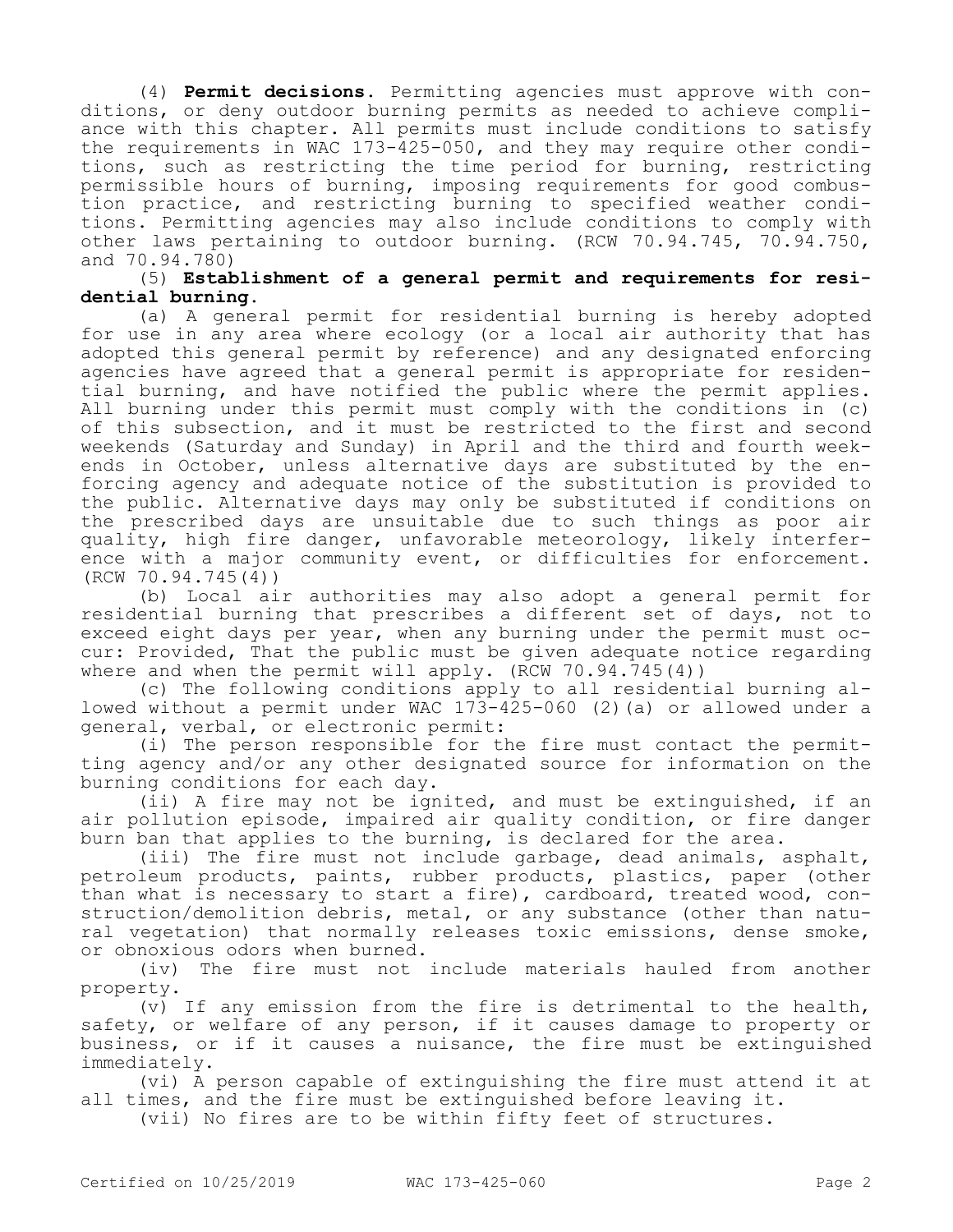(4) **Permit decisions.** Permitting agencies must approve with conditions, or deny outdoor burning permits as needed to achieve compliance with this chapter. All permits must include conditions to satisfy the requirements in WAC 173-425-050, and they may require other conditions, such as restricting the time period for burning, restricting permissible hours of burning, imposing requirements for good combustion practice, and restricting burning to specified weather conditions. Permitting agencies may also include conditions to comply with other laws pertaining to outdoor burning. (RCW 70.94.745, 70.94.750, and 70.94.780)

(5) **Establishment of a general permit and requirements for residential burning.**

(a) A general permit for residential burning is hereby adopted for use in any area where ecology (or a local air authority that has adopted this general permit by reference) and any designated enforcing agencies have agreed that a general permit is appropriate for residential burning, and have notified the public where the permit applies. All burning under this permit must comply with the conditions in (c) of this subsection, and it must be restricted to the first and second weekends (Saturday and Sunday) in April and the third and fourth weekends in October, unless alternative days are substituted by the enforcing agency and adequate notice of the substitution is provided to the public. Alternative days may only be substituted if conditions on the prescribed days are unsuitable due to such things as poor air quality, high fire danger, unfavorable meteorology, likely interference with a major community event, or difficulties for enforcement. (RCW 70.94.745(4))

(b) Local air authorities may also adopt a general permit for residential burning that prescribes a different set of days, not to exceed eight days per year, when any burning under the permit must occur: Provided, That the public must be given adequate notice regarding where and when the permit will apply. (RCW 70.94.745(4))

(c) The following conditions apply to all residential burning allowed without a permit under WAC 173-425-060 (2)(a) or allowed under a general, verbal, or electronic permit:

(i) The person responsible for the fire must contact the permitting agency and/or any other designated source for information on the burning conditions for each day.

(ii) A fire may not be ignited, and must be extinguished, if an air pollution episode, impaired air quality condition, or fire danger burn ban that applies to the burning, is declared for the area.

(iii) The fire must not include garbage, dead animals, asphalt, petroleum products, paints, rubber products, plastics, paper (other than what is necessary to start a fire), cardboard, treated wood, construction/demolition debris, metal, or any substance (other than natural vegetation) that normally releases toxic emissions, dense smoke, or obnoxious odors when burned.

(iv) The fire must not include materials hauled from another property.

(v) If any emission from the fire is detrimental to the health, safety, or welfare of any person, if it causes damage to property or business, or if it causes a nuisance, the fire must be extinguished immediately.

(vi) A person capable of extinguishing the fire must attend it at all times, and the fire must be extinguished before leaving it.

(vii) No fires are to be within fifty feet of structures.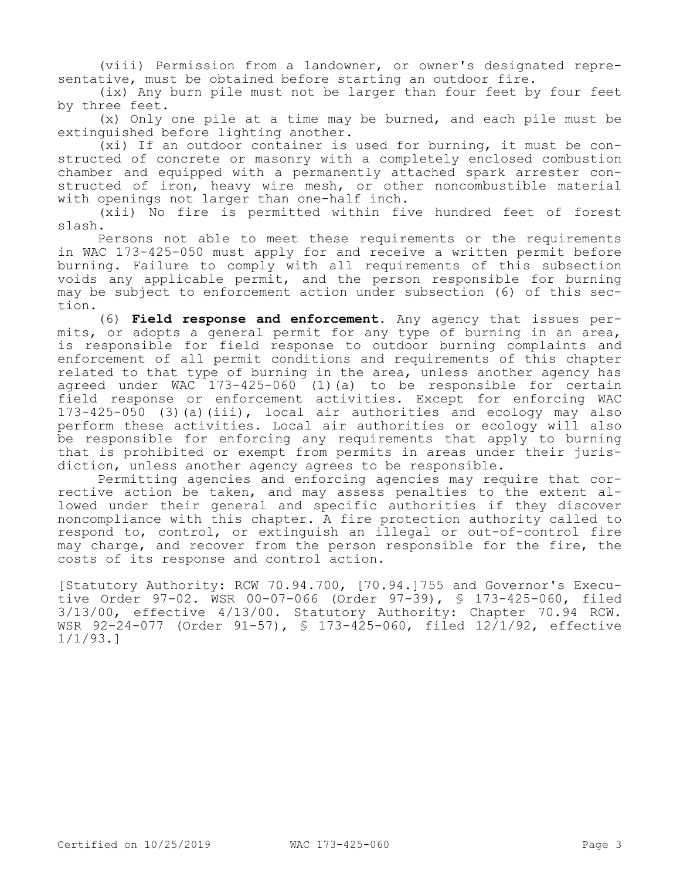(viii) Permission from a landowner, or owner's designated representative, must be obtained before starting an outdoor fire.

(ix) Any burn pile must not be larger than four feet by four feet by three feet.

(x) Only one pile at a time may be burned, and each pile must be extinguished before lighting another.

(xi) If an outdoor container is used for burning, it must be constructed of concrete or masonry with a completely enclosed combustion chamber and equipped with a permanently attached spark arrester constructed of iron, heavy wire mesh, or other noncombustible material with openings not larger than one-half inch.

(xii) No fire is permitted within five hundred feet of forest slash.

Persons not able to meet these requirements or the requirements in WAC 173-425-050 must apply for and receive a written permit before burning. Failure to comply with all requirements of this subsection voids any applicable permit, and the person responsible for burning may be subject to enforcement action under subsection (6) of this section.

(6) **Field response and enforcement.** Any agency that issues permits, or adopts a general permit for any type of burning in an area, is responsible for field response to outdoor burning complaints and enforcement of all permit conditions and requirements of this chapter related to that type of burning in the area, unless another agency has agreed under WAC 173-425-060 (1)(a) to be responsible for certain field response or enforcement activities. Except for enforcing WAC 173-425-050 (3)(a)(iii), local air authorities and ecology may also perform these activities. Local air authorities or ecology will also be responsible for enforcing any requirements that apply to burning that is prohibited or exempt from permits in areas under their jurisdiction, unless another agency agrees to be responsible.

Permitting agencies and enforcing agencies may require that corrective action be taken, and may assess penalties to the extent allowed under their general and specific authorities if they discover noncompliance with this chapter. A fire protection authority called to respond to, control, or extinguish an illegal or out-of-control fire may charge, and recover from the person responsible for the fire, the costs of its response and control action.

[Statutory Authority: RCW 70.94.700, [70.94.]755 and Governor's Executive Order 97-02. WSR 00-07-066 (Order 97-39), § 173-425-060, filed 3/13/00, effective 4/13/00. Statutory Authority: Chapter 70.94 RCW. WSR 92-24-077 (Order 91-57), § 173-425-060, filed 12/1/92, effective 1/1/93.]